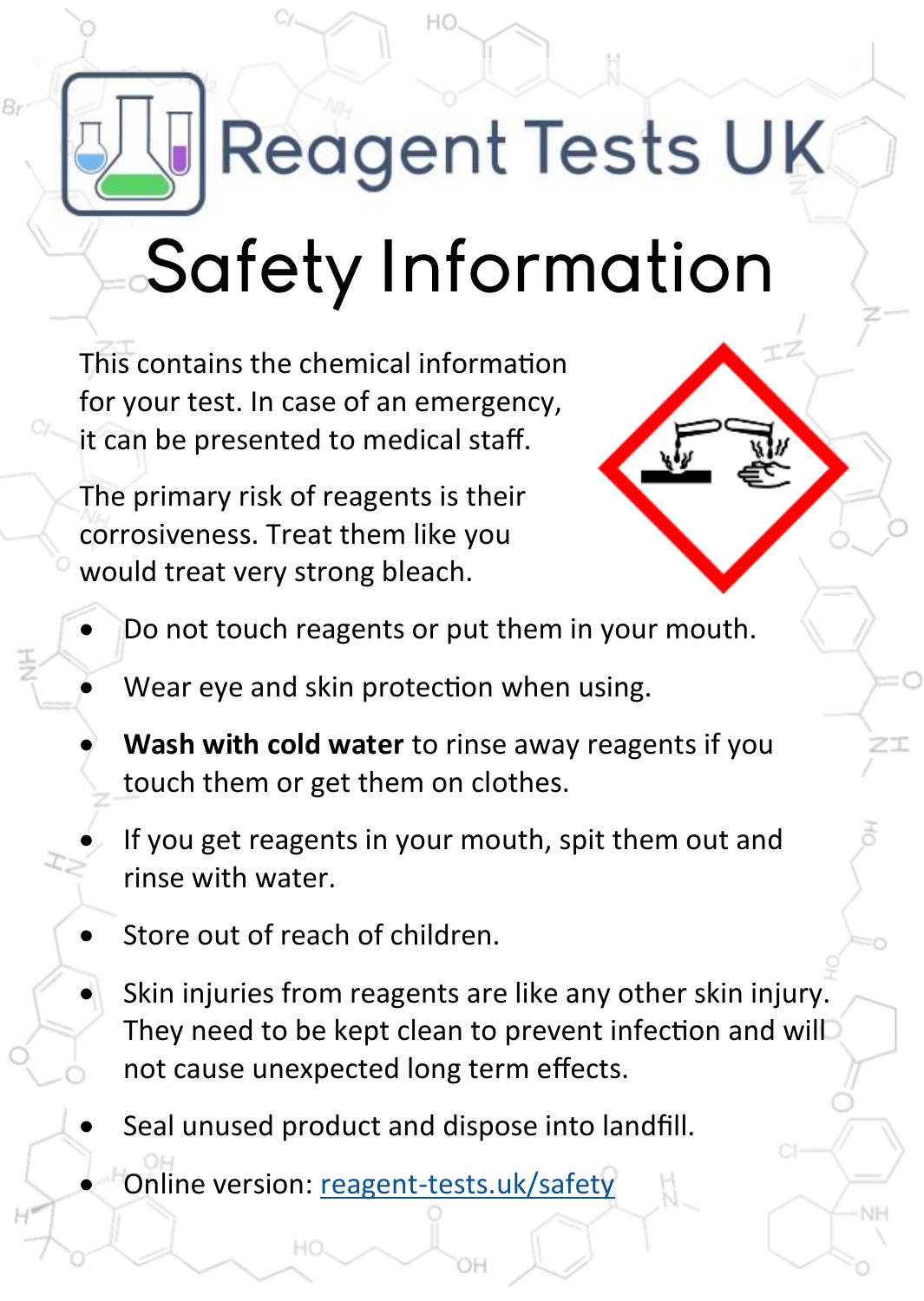# Reagent Tests UK

# Safety Information

This contains the chemical information for your test. In case of an emergency, it can be presented to medical staff.

The primary risk of reagents is their corrosiveness. Treat them like you would treat very strong bleach.

- Do not touch reagents or put them in your mouth.
- Wear eye and skin protection when using.
- **Wash with cold water** to rinse away reagents if you touch them or get them on clothes.
- If you get reagents in your mouth, spit them out and rinse with water.
- Store out of reach of children.
- Skin injuries from reagents are like any other skin injury. They need to be kept clean to prevent infection and will not cause unexpected long term effects.
- Seal unused product and dispose into landfill.
- Online version: [reagent-tests.uk/safety](reagent-tests.uk/safety)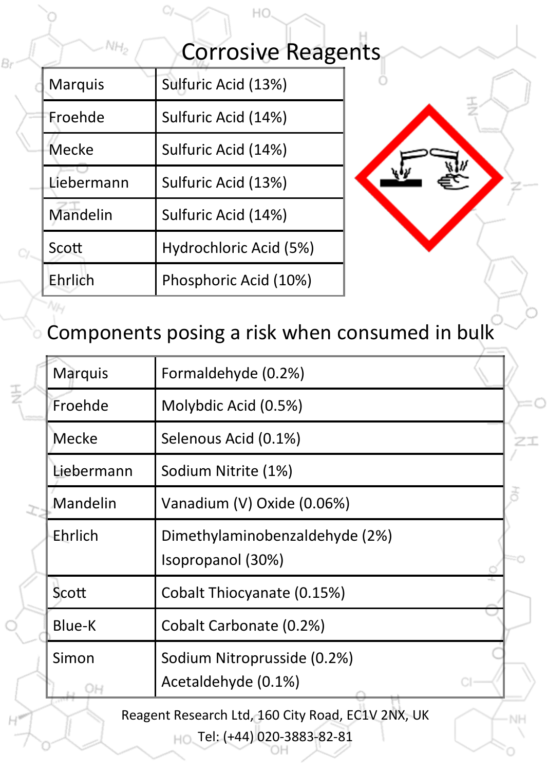# Corrosive Reagents

| | |
|---|---|
| Marquis | Sulfuric Acid (13%) |
| Froehde | Sulfuric Acid (14%) |
| Mecke | Sulfuric Acid (14%) |
| Liebermann | Sulfuric Acid (13%) |
| Mandelin | Sulfuric Acid (14%) |
| Scott | Hydrochloric Acid (5%) |
| Ehrlich | Phosphoric Acid (10%) |

## Components posing a risk when consumed in bulk

| | |
|---|---|
| Marquis | Formaldehyde (0.2%) |
| Froehde | Molybdic Acid (0.5%) |
| Mecke | Selenous Acid (0.1%) |
| Liebermann | Sodium Nitrite (1%) |
| Mandelin | Vanadium (V) Oxide (0.06%) |
| Ehrlich | Dimethylaminobenzaldehyde (2%)<br>Isopropanol (30%) |
| Scott | Cobalt Thiocyanate (0.15%) |
| Blue-K | Cobalt Carbonate (0.2%) |
| Simon | Sodium Nitroprusside (0.2%)<br>Acetaldehyde (0.1%) |

Reagent Research Ltd, 160 City Road, EC1V 2NX, UK

Tel: (+44) 020-3883-82-81